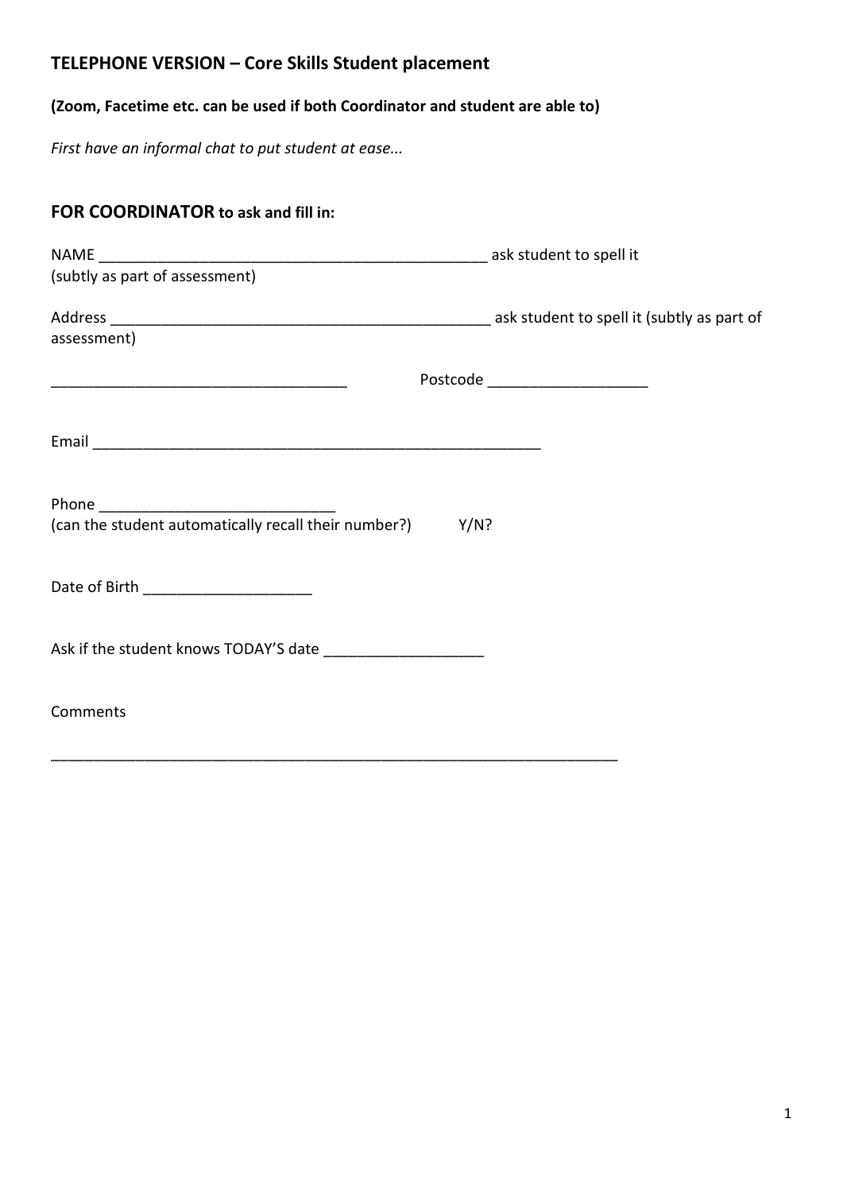## TELEPHONE VERSION – Core Skills Student placement

**(Zoom, Facetime etc. can be used if both Coordinator and student are able to)**

*First have an informal chat to put student at ease...*

### FOR COORDINATOR to ask and fill in:

NAME _______________________________________________ ask student to spell it
(subtly as part of assessment)

Address _______________________________________________ ask student to spell it (subtly as part of assessment)

___________________________________ Postcode ___________________

Email _____________________________________________________

Phone ___________________________
(can the student automatically recall their number?) Y/N?

Date of Birth ___________________

Ask if the student knows TODAY'S date ___________________

Comments

_____________________________________________________________________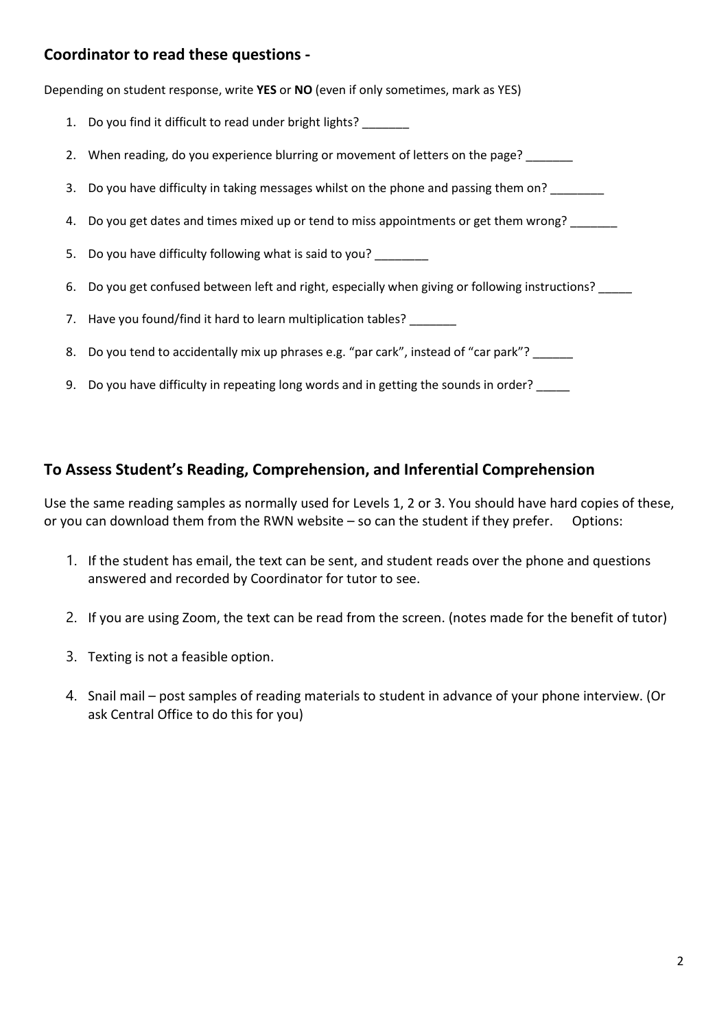## Coordinator to read these questions -

Depending on student response, write **YES** or **NO** (even if only sometimes, mark as YES)

1. Do you find it difficult to read under bright lights? _______
2. When reading, do you experience blurring or movement of letters on the page? _______
3. Do you have difficulty in taking messages whilst on the phone and passing them on? ________
4. Do you get dates and times mixed up or tend to miss appointments or get them wrong? _______
5. Do you have difficulty following what is said to you? ________
6. Do you get confused between left and right, especially when giving or following instructions? _____
7. Have you found/find it hard to learn multiplication tables? _______
8. Do you tend to accidentally mix up phrases e.g. "par cark", instead of "car park"? ______
9. Do you have difficulty in repeating long words and in getting the sounds in order? _____

## To Assess Student's Reading, Comprehension, and Inferential Comprehension

Use the same reading samples as normally used for Levels 1, 2 or 3. You should have hard copies of these, or you can download them from the RWN website – so can the student if they prefer. Options:

1. If the student has email, the text can be sent, and student reads over the phone and questions answered and recorded by Coordinator for tutor to see.
2. If you are using Zoom, the text can be read from the screen. (notes made for the benefit of tutor)
3. Texting is not a feasible option.
4. Snail mail – post samples of reading materials to student in advance of your phone interview. (Or ask Central Office to do this for you)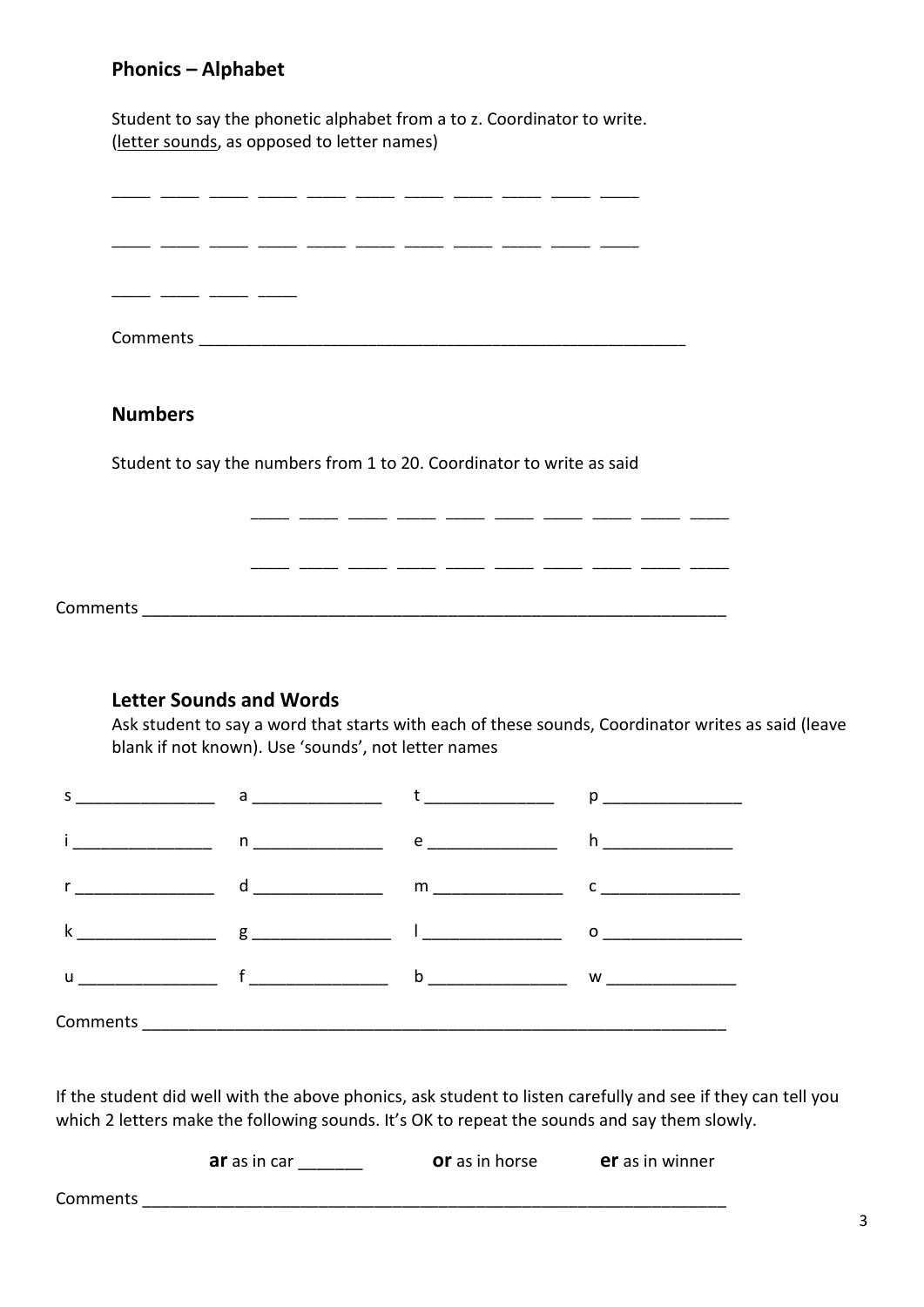## Phonics – Alphabet

Student to say the phonetic alphabet from a to z. Coordinator to write.
(letter sounds, as opposed to letter names)

____ ____ ____ ____ ____ ____ ____ ____ ____ ____ ____

____ ____ ____ ____ ____ ____ ____ ____ ____ ____ ____

____ ____ ____ ____

Comments ______________________________________________________

## Numbers

Student to say the numbers from 1 to 20. Coordinator to write as said

____ ____ ____ ____ ____ ____ ____ ____ ____ ____

____ ____ ____ ____ ____ ____ ____ ____ ____ ____

Comments ______________________________________________________

## Letter Sounds and Words

Ask student to say a word that starts with each of these sounds, Coordinator writes as said (leave blank if not known). Use 'sounds', not letter names

| | | | |
|---|---|---|---|
| s _______________ | a ______________ | t ______________ | p _______________ |
| i _______________ | n ______________ | e ______________ | h ______________ |
| r _______________ | d ______________ | m ______________ | c _______________ |
| k _______________ | g _______________ | l _______________ | o _______________ |
| u _______________ | f _______________ | b _______________ | w ______________ |

Comments ______________________________________________________

If the student did well with the above phonics, ask student to listen carefully and see if they can tell you which 2 letters make the following sounds. It's OK to repeat the sounds and say them slowly.

**ar** as in car _______ **or** as in horse **er** as in winner

Comments ______________________________________________________